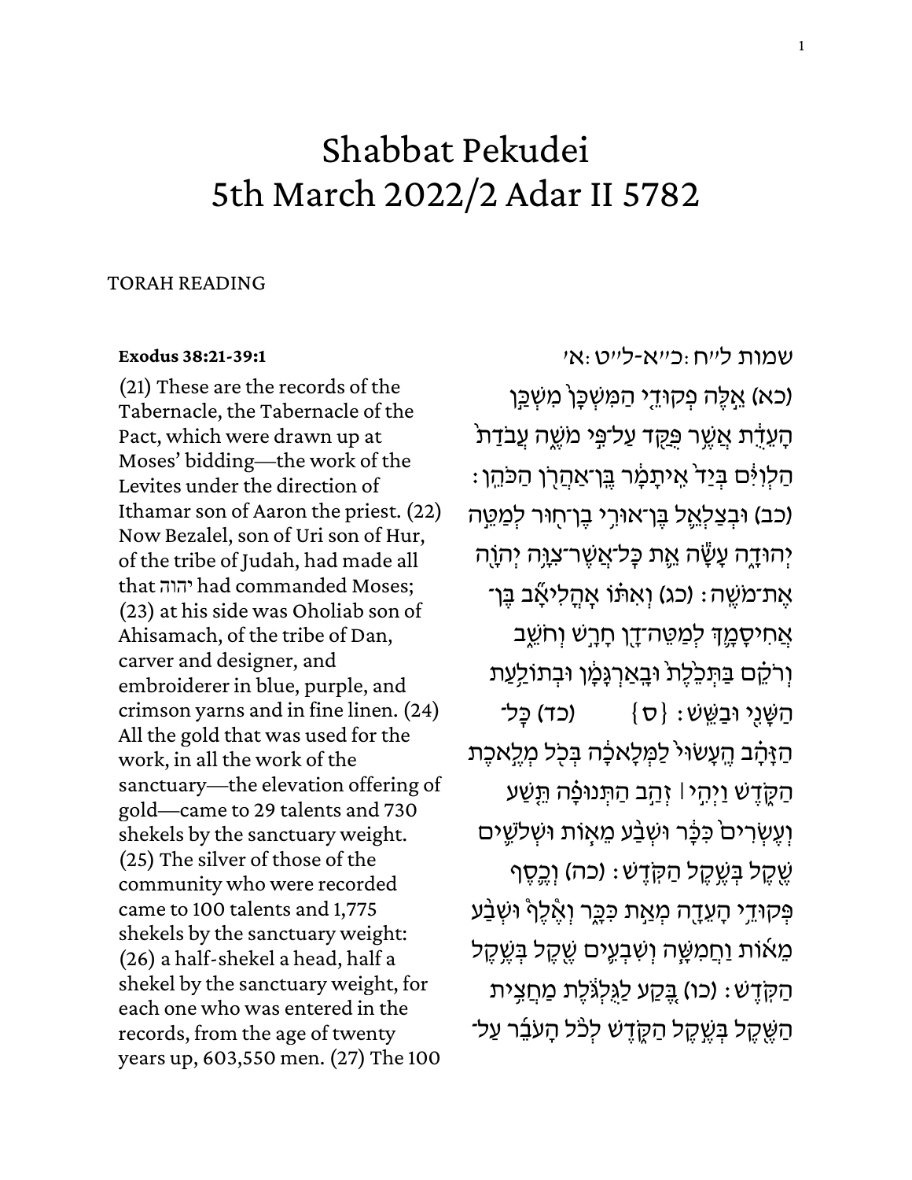# Shabbat Pekudei
# 5th March 2022/2 Adar II 5782

TORAH READING

**Exodus 38:21-39:1**

(21) These are the records of the Tabernacle, the Tabernacle of the Pact, which were drawn up at Moses' bidding—the work of the Levites under the direction of Ithamar son of Aaron the priest. (22) Now Bezalel, son of Uri son of Hur, of the tribe of Judah, had made all that יהוה had commanded Moses; (23) at his side was Oholiab son of Ahisamach, of the tribe of Dan, carver and designer, and embroiderer in blue, purple, and crimson yarns and in fine linen. (24) All the gold that was used for the work, in all the work of the sanctuary—the elevation offering of gold—came to 29 talents and 730 shekels by the sanctuary weight. (25) The silver of those of the community who were recorded came to 100 talents and 1,775 shekels by the sanctuary weight: (26) a half-shekel a head, half a shekel by the sanctuary weight, for each one who was entered in the records, from the age of twenty years up, 603,550 men. (27) The 100

שמות ל״ח:כ״א-ל״ט:א׳

(כא) אֵ֣לֶּה פְקוּדֵ֤י הַמִּשְׁכָּן֙ מִשְׁכַּ֣ן הָעֵדֻ֔ת אֲשֶׁ֥ר פֻּקַּ֖ד עַל־פִּ֣י מֹשֶׁ֑ה עֲבֹדַת֙ הַלְוִיִּ֔ם בְּיַד֙ אִֽיתָמָ֔ר בֶּן־אַהֲרֹ֖ן הַכֹּהֵֽן׃ (כב) וּבְצַלְאֵ֥ל בֶּן־אוּרִ֛י בֶן־ח֖וּר לְמַטֵּ֣ה יְהוּדָ֑ה עָשָׂ֕ה אֵ֛ת כָּל־אֲשֶׁר־צִוָּ֥ה יְהֹוָ֖ה אֶת־מֹשֶֽׁה׃ (כג) וְאִתּ֗וֹ אָֽהֳלִיאָ֛ב בֶּן־אֲחִיסָמָ֖ךְ לְמַטֵּה־דָ֑ן חָרָ֣שׁ וְחֹשֵׁ֔ב וְרֹקֵ֗ם בַּתְּכֵ֙לֶת֙ וּבָֽאַרְגָּמָ֔ן וּבְתוֹלַ֥עַת הַשָּׁנִ֖י וּבַשֵּֽׁשׁ׃ {ס} (כד) כׇּל־הַזָּהָ֗ב הֶֽעָשׂוּי֙ לַמְּלָאכָ֔ה בְּכֹ֖ל מְלֶ֣אכֶת הַקֹּ֑דֶשׁ וַיְהִ֣י ׀ זְהַ֣ב הַתְּנוּפָ֗ה תֵּ֤שַׁע וְעֶשְׂרִים֙ כִּכָּ֔ר וּשְׁבַ֨ע מֵא֧וֹת וּשְׁלֹשִׁ֛ים שֶׁ֖קֶל בְּשֶׁ֥קֶל הַקֹּֽדֶשׁ׃ (כה) וְכֶ֛סֶף פְּקוּדֵ֥י הָעֵדָ֖ה מְאַ֣ת כִּכָּ֑ר וְאֶ֨לֶף֙ וּשְׁבַ֜ע מֵא֗וֹת וַחֲמִשָּׁ֛ה וְשִׁבְעִ֖ים שֶׁ֥קֶל בְּשֶׁ֥קֶל הַקֹּֽדֶשׁ׃ (כו) בֶּ֚קַע לַגֻּלְגֹּ֔לֶת מַחֲצִ֥ית הַשֶּׁ֖קֶל בְּשֶׁ֣קֶל הַקֹּ֑דֶשׁ לְכֹ֨ל הָעֹבֵ֜ר עַל־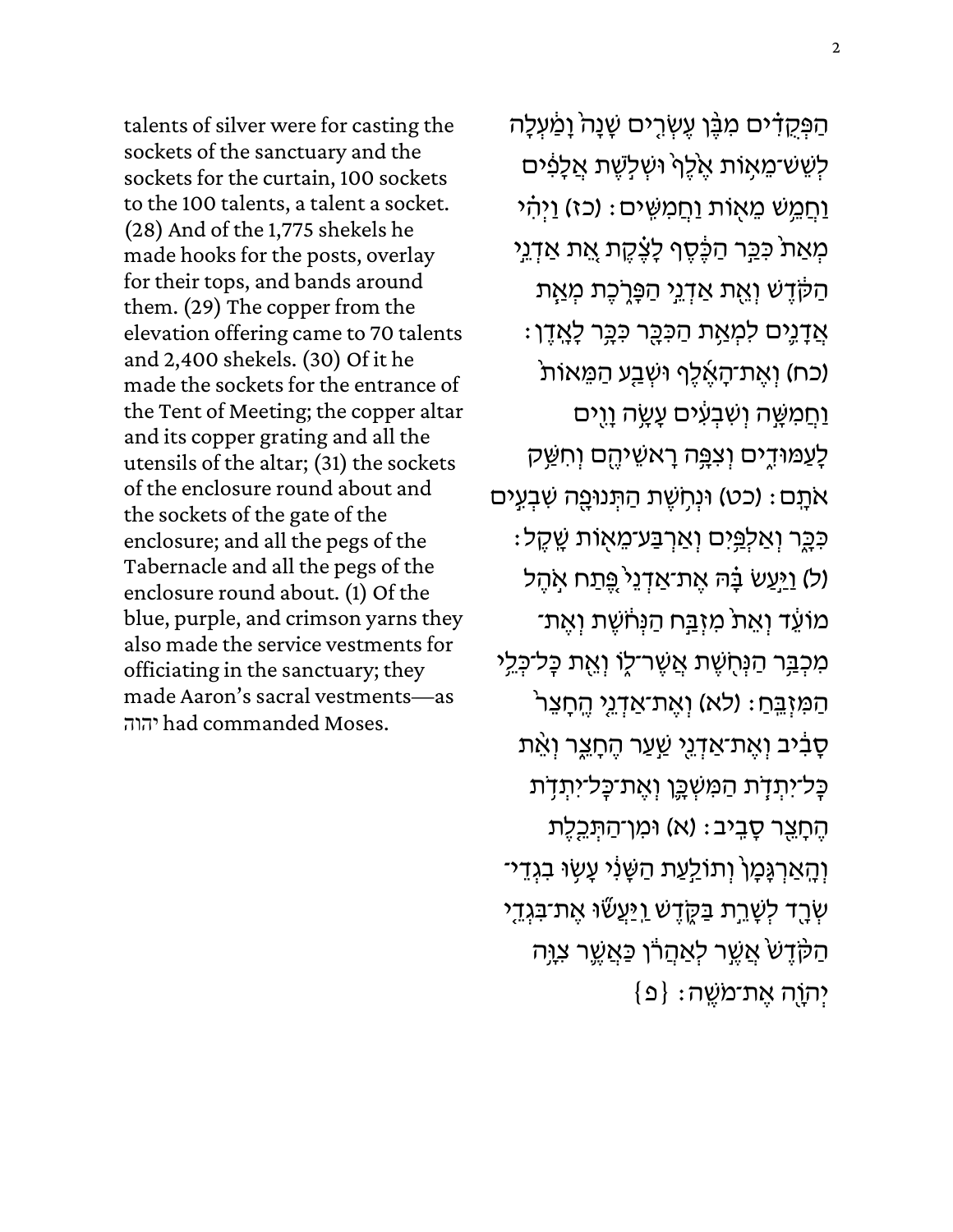הַפְּקֻדִים מִבֶּן עֶשְׂרִים שָׁנָה וָמַעְלָה לְשֵׁשׁ־מֵאוֹת אֶלֶף וּשְׁלֹשֶׁת אֲלָפִים וַחֲמֵשׁ מֵאוֹת וַחֲמִשִּׁים׃ (כז) וַיְהִי מְאַת כִּכַּר הַכֶּסֶף לָצֶקֶת אֵת אַדְנֵי הַקֹּדֶשׁ וְאֵת אַדְנֵי הַפָּרֹכֶת מְאַת אֲדָנִים לִמְאַת הַכִּכָּר כִּכָּר לָאָדֶן׃ (כח) וְאֶת־הָאֶלֶף וּשְׁבַע הַמֵּאוֹת וַחֲמִשָּׁה וְשִׁבְעִים עָשָׂה וָוִים לָעַמּוּדִים וְצִפָּה רָאשֵׁיהֶם וְחִשַּׁק אֹתָם׃ (כט) וּנְחֹשֶׁת הַתְּנוּפָה שִׁבְעִים כִּכָּר וְאַלְפַּיִם וְאַרְבַּע־מֵאוֹת שָׁקֶל׃ (ל) וַיַּעַשׂ בָּהּ אֶת־אַדְנֵי פֶּתַח אֹהֶל מוֹעֵד וְאֵת מִזְבַּח הַנְּחֹשֶׁת וְאֶת־מִכְבַּר הַנְּחֹשֶׁת אֲשֶׁר־לוֹ וְאֵת כָּל־כְּלֵי הַמִּזְבֵּחַ׃ (לא) וְאֶת־אַדְנֵי הֶחָצֵר סָבִיב וְאֶת־אַדְנֵי שַׁעַר הֶחָצֵר וְאֵת כָּל־יִתְדֹת הַמִּשְׁכָּן וְאֶת־כָּל־יִתְדֹת הֶחָצֵר סָבִיב׃ (א) וּמִן־הַתְּכֵלֶת וְהָאַרְגָּמָן וְתוֹלַעַת הַשָּׁנִי עָשׂוּ בִגְדֵי־שְׂרָד לְשָׁרֵת בַּקֹּדֶשׁ וַיַּעֲשׂוּ אֶת־בִּגְדֵי הַקֹּדֶשׁ אֲשֶׁר לְאַהֲרֹן כַּאֲשֶׁר צִוָּה יְהוָה אֶת־מֹשֶׁה׃ {פ}

talents of silver were for casting the sockets of the sanctuary and the sockets for the curtain, 100 sockets to the 100 talents, a talent a socket. (28) And of the 1,775 shekels he made hooks for the posts, overlay for their tops, and bands around them. (29) The copper from the elevation offering came to 70 talents and 2,400 shekels. (30) Of it he made the sockets for the entrance of the Tent of Meeting; the copper altar and its copper grating and all the utensils of the altar; (31) the sockets of the enclosure round about and the sockets of the gate of the enclosure; and all the pegs of the Tabernacle and all the pegs of the enclosure round about. (1) Of the blue, purple, and crimson yarns they also made the service vestments for officiating in the sanctuary; they made Aaron's sacral vestments—as יהוה had commanded Moses.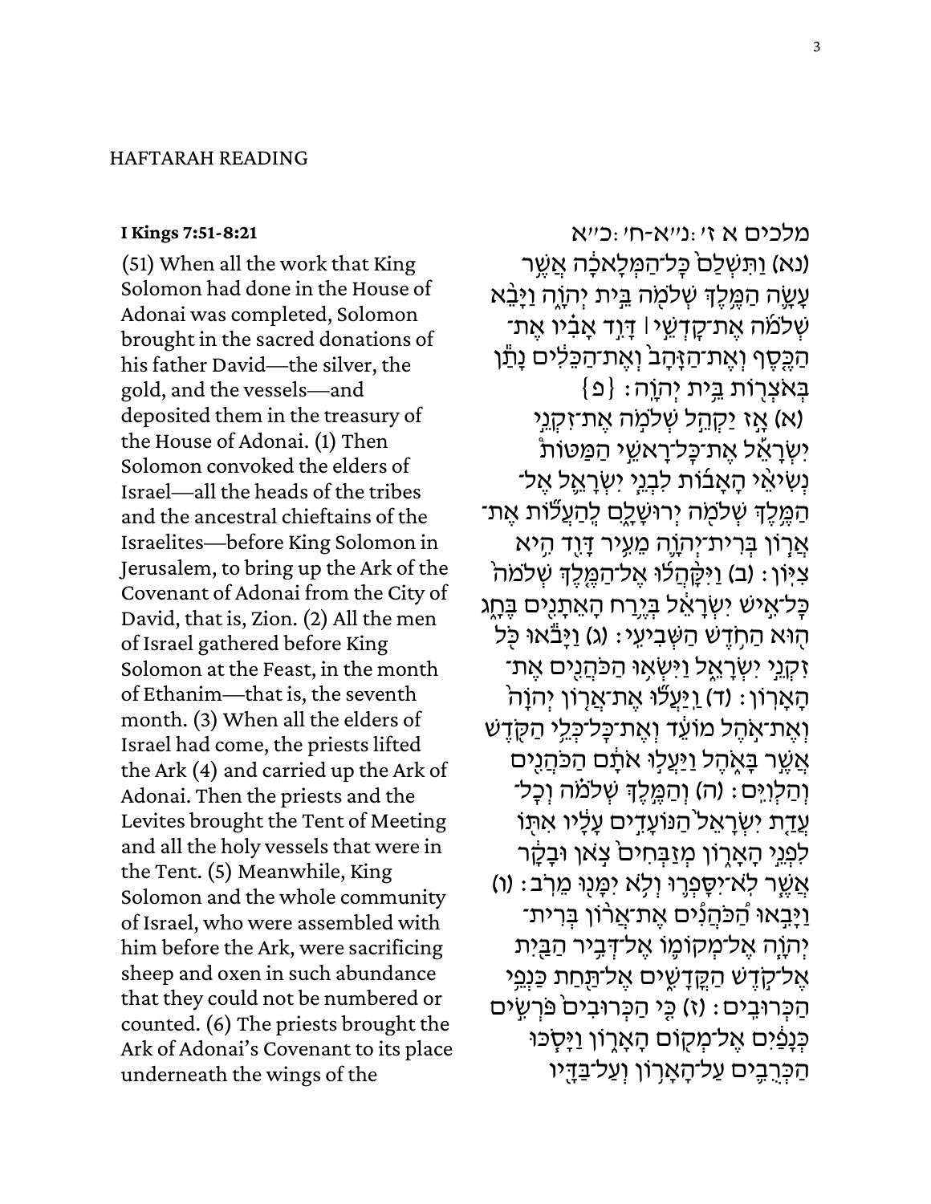HAFTARAH READING

**I Kings 7:51-8:21**

(51) When all the work that King Solomon had done in the House of Adonai was completed, Solomon brought in the sacred donations of his father David—the silver, the gold, and the vessels—and deposited them in the treasury of the House of Adonai. (1) Then Solomon convoked the elders of Israel—all the heads of the tribes and the ancestral chieftains of the Israelites—before King Solomon in Jerusalem, to bring up the Ark of the Covenant of Adonai from the City of David, that is, Zion. (2) All the men of Israel gathered before King Solomon at the Feast, in the month of Ethanim—that is, the seventh month. (3) When all the elders of Israel had come, the priests lifted the Ark (4) and carried up the Ark of Adonai. Then the priests and the Levites brought the Tent of Meeting and all the holy vessels that were in the Tent. (5) Meanwhile, King Solomon and the whole community of Israel, who were assembled with him before the Ark, were sacrificing sheep and oxen in such abundance that they could not be numbered or counted. (6) The priests brought the Ark of Adonai's Covenant to its place underneath the wings of the

מלכים א ז׳:נ״א-ח׳:כ״א

(נא) וַתִּשְׁלַם֙ כָּל־הַמְּלָאכָ֔ה אֲשֶׁ֥ר עָשָׂ֛ה הַמֶּ֥לֶךְ שְׁלֹמֹ֖ה בֵּ֣ית יְהֹוָ֑ה וַיָּבֵ֨א שְׁלֹמֹ֜ה אֶת־קׇדְשֵׁ֣י ׀ דָּוִ֣ד אָבִ֗יו אֶת־הַכֶּ֤סֶף וְאֶת־הַזָּהָב֙ וְאֶת־הַכֵּלִ֔ים נָתַ֕ן בְּאֹצְר֖וֹת בֵּ֥ית יְהֹוָֽה׃ {פ}

(א) אָ֣ז יַקְהֵ֣ל שְׁלֹמֹ֣ה אֶת־זִקְנֵ֣י יִשְׂרָאֵ֡ל אֶת־כׇּל־רָאשֵׁ֣י הַמַּטּוֹת֩ נְשִׂיאֵ֨י הָאָב֜וֹת לִבְנֵ֧י יִשְׂרָאֵ֛ל אֶל־הַמֶּ֥לֶךְ שְׁלֹמֹ֖ה יְרוּשָׁלָ֑͏ִם לְֽהַעֲל֞וֹת אֶת־אֲר֧וֹן בְּרִית־יְהֹוָ֛ה מֵעִ֥יר דָּוִ֖ד הִ֥יא צִיּֽוֹן׃ (ב) וַיִּקָּ֨הֲל֜וּ אֶל־הַמֶּ֤לֶךְ שְׁלֹמֹה֙ כׇּל־אִ֣ישׁ יִשְׂרָאֵ֔ל בְּיֶ֥רַח הָאֵתָנִ֖ים בֶּחָ֑ג ה֖וּא הַחֹ֥דֶשׁ הַשְּׁבִיעִֽי׃ (ג) וַיָּבֹ֕אוּ כֹּ֖ל זִקְנֵ֣י יִשְׂרָאֵ֑ל וַיִּשְׂא֥וּ הַכֹּהֲנִ֖ים אֶת־הָאָרֽוֹן׃ (ד) וַיַּעֲל֞וּ אֶת־אֲר֤וֹן יְהֹוָה֙ וְאֶת־אֹ֣הֶל מוֹעֵ֔ד וְאֶת־כׇּל־כְּלֵ֥י הַקֹּ֖דֶשׁ אֲשֶׁ֣ר בָּאֹ֑הֶל וַיַּעֲל֣וּ אֹתָ֔ם הַכֹּהֲנִ֖ים וְהַלְוִיִּֽם׃ (ה) וְהַמֶּ֣לֶךְ שְׁלֹמֹ֗ה וְכׇל־עֲדַ֤ת יִשְׂרָאֵל֙ הַנּוֹעָדִ֣ים עָלָ֔יו אִתּ֖וֹ לִפְנֵ֣י הָאָר֑וֹן מְזַבְּחִים֙ צֹ֣אן וּבָקָ֔ר אֲשֶׁ֛ר לֹֽא־יִסָּפְר֥וּ וְלֹ֥א יִמָּנ֖וּ מֵרֹֽב׃ (ו) וַיָּבִ֣אוּ הַכֹּהֲנִ֣ים אֶת־אֲר֣וֹן בְּרִית־יְהֹוָ֧ה אֶל־מְקוֹמ֛וֹ אֶל־דְּבִ֥יר הַבַּ֖יִת אֶל־קֹ֣דֶשׁ הַקֳּדָשִׁ֑ים אֶל־תַּ֖חַת כַּנְפֵ֥י הַכְּרוּבִֽים׃ (ז) כִּ֤י הַכְּרוּבִים֙ פֹּרְשִׂ֣ים כְּנָפַ֔יִם אֶל־מְק֖וֹם הָאָר֑וֹן וַיָּסֹ֧כּוּ הַכְּרֻבִ֛ים עַל־הָאָר֥וֹן וְעַל־בַּדָּ֖יו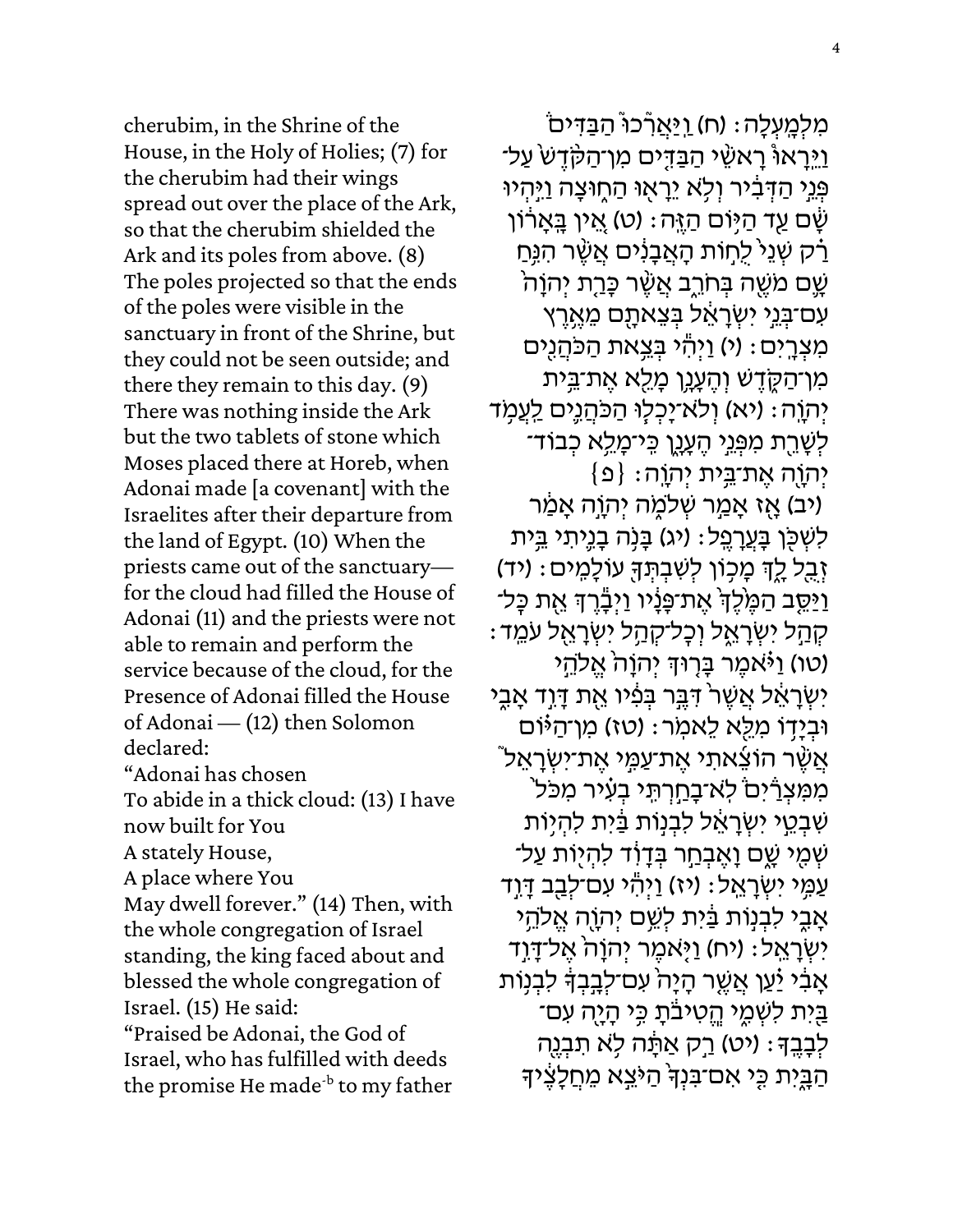cherubim, in the Shrine of the House, in the Holy of Holies; (7) for the cherubim had their wings spread out over the place of the Ark, so that the cherubim shielded the Ark and its poles from above. (8) The poles projected so that the ends of the poles were visible in the sanctuary in front of the Shrine, but they could not be seen outside; and there they remain to this day. (9) There was nothing inside the Ark but the two tablets of stone which Moses placed there at Horeb, when Adonai made [a covenant] with the Israelites after their departure from the land of Egypt. (10) When the priests came out of the sanctuary—for the cloud had filled the House of Adonai (11) and the priests were not able to remain and perform the service because of the cloud, for the Presence of Adonai filled the House of Adonai — (12) then Solomon declared:

“Adonai has chosen
To abide in a thick cloud: (13) I have now built for You
A stately House,
A place where You
May dwell forever.” (14) Then, with the whole congregation of Israel standing, the king faced about and blessed the whole congregation of Israel. (15) He said:

“Praised be Adonai, the God of Israel, who has fulfilled with deeds the promise He made[-b] to my father

מִלְמָֽעְלָה׃ (ח) וַֽיַּאֲרִ֙כוּ֙ הַבַּדִּ֔ים וַיֵּ֨רָא֜וּ רָאשֵׁ֧י הַבַּדִּ֣ים מִן־הַקֹּ֗דֶשׁ עַל־פְּנֵ֣י הַדְּבִ֔יר וְלֹ֥א יֵרָא֖וּ הַח֑וּצָה וַיִּ֣הְיוּ שָׁ֔ם עַ֖ד הַיּ֥וֹם הַזֶּֽה׃ (ט) אֵ֚ין בָּֽאָר֔וֹן רַ֗ק שְׁנֵי֙ לֻח֣וֹת הָאֲבָנִ֔ים אֲשֶׁ֨ר הִנִּ֥חַ שָׁ֛ם מֹשֶׁ֖ה בְּחֹרֵ֑ב אֲשֶׁ֨ר כָּרַ֤ת יְהוָה֙ עִם־בְּנֵ֣י יִשְׂרָאֵ֔ל בְּצֵאתָ֖ם מֵאֶ֥רֶץ מִצְרָֽיִם׃ (י) וַיְהִ֕י בְּצֵ֥את הַכֹּהֲנִ֖ים מִן־הַקֹּ֑דֶשׁ וְהֶעָנָ֥ן מָלֵ֖א אֶת־בֵּ֥ית יְהוָֽה׃ (יא) וְלֹא־יָכְל֧וּ הַכֹּהֲנִ֛ים לַעֲמֹ֥ד לְשָׁרֵ֖ת מִפְּנֵ֣י הֶעָנָ֑ן כִּֽי־מָלֵ֥א כְבוֹד־יְהוָ֖ה אֶת־בֵּ֥ית יְהוָֽה׃ {פ}

(יב) אָ֖ז אָמַ֣ר שְׁלֹמֹ֑ה יְהוָ֣ה אָמַ֔ר לִשְׁכֹּ֖ן בָּעֲרָפֶֽל׃ (יג) בָּנֹ֥ה בָנִ֛יתִי בֵּ֥ית זְבֻ֖ל לָ֑ךְ מָכ֥וֹן לְשִׁבְתְּךָ֖ עוֹלָמִֽים׃ (יד) וַיַּסֵּ֤ב הַמֶּ֙לֶךְ֙ אֶת־פָּנָ֔יו וַיְבָ֕רֶךְ אֵ֖ת כָּל־קְהַ֣ל יִשְׂרָאֵ֑ל וְכָל־קְהַ֥ל יִשְׂרָאֵ֖ל עֹמֵֽד׃ (טו) וַיֹּ֗אמֶר בָּר֤וּךְ יְהוָה֙ אֱלֹהֵ֣י יִשְׂרָאֵ֔ל אֲשֶׁר֙ דִּבֶּ֣ר בְּפִ֔יו אֵ֖ת דָּוִ֣ד אָבִ֑י וּבְיָד֥וֹ מִלֵּ֖א לֵאמֹֽר׃ (טז) מִן־הַיּ֗וֹם אֲשֶׁ֨ר הוֹצֵ֜אתִי אֶת־עַמִּ֣י אֶת־יִשְׂרָאֵל֮ מִמִּצְרַיִם֒ לֹֽא־בָחַ֣רְתִּי בְעִ֗יר מִכֹּל֙ שִׁבְטֵ֣י יִשְׂרָאֵ֔ל לִבְנ֣וֹת בַּ֔יִת לִהְי֥וֹת שְׁמִ֖י שָׁ֑ם וָאֶבְחַ֣ר בְּדָוִ֔ד לִהְי֖וֹת עַל־עַמִּ֥י יִשְׂרָאֵֽל׃ (יז) וַיְהִ֕י עִם־לְבַ֖ב דָּוִ֣ד אָבִ֑י לִבְנ֣וֹת בַּ֔יִת לְשֵׁ֖ם יְהוָ֥ה אֱלֹהֵ֥י יִשְׂרָאֵֽל׃ (יח) וַיֹּ֤אמֶר יְהוָה֙ אֶל־דָּוִ֣ד אָבִ֔י יַ֚עַן אֲשֶׁ֣ר הָיָה֙ עִם־לְבָ֣בְךָ֔ לִבְנ֥וֹת בַּ֖יִת לִשְׁמִ֑י הֱטִיבֹ֕תָ כִּ֥י הָיָ֖ה עִם־לְבָבֶֽךָ׃ (יט) רַ֣ק אַתָּ֔ה לֹ֥א תִבְנֶ֖ה הַבָּ֑יִת כִּ֤י אִם־בִּנְךָ֙ הַיֹּצֵ֣א מֵחֲלָצֶ֔יךָ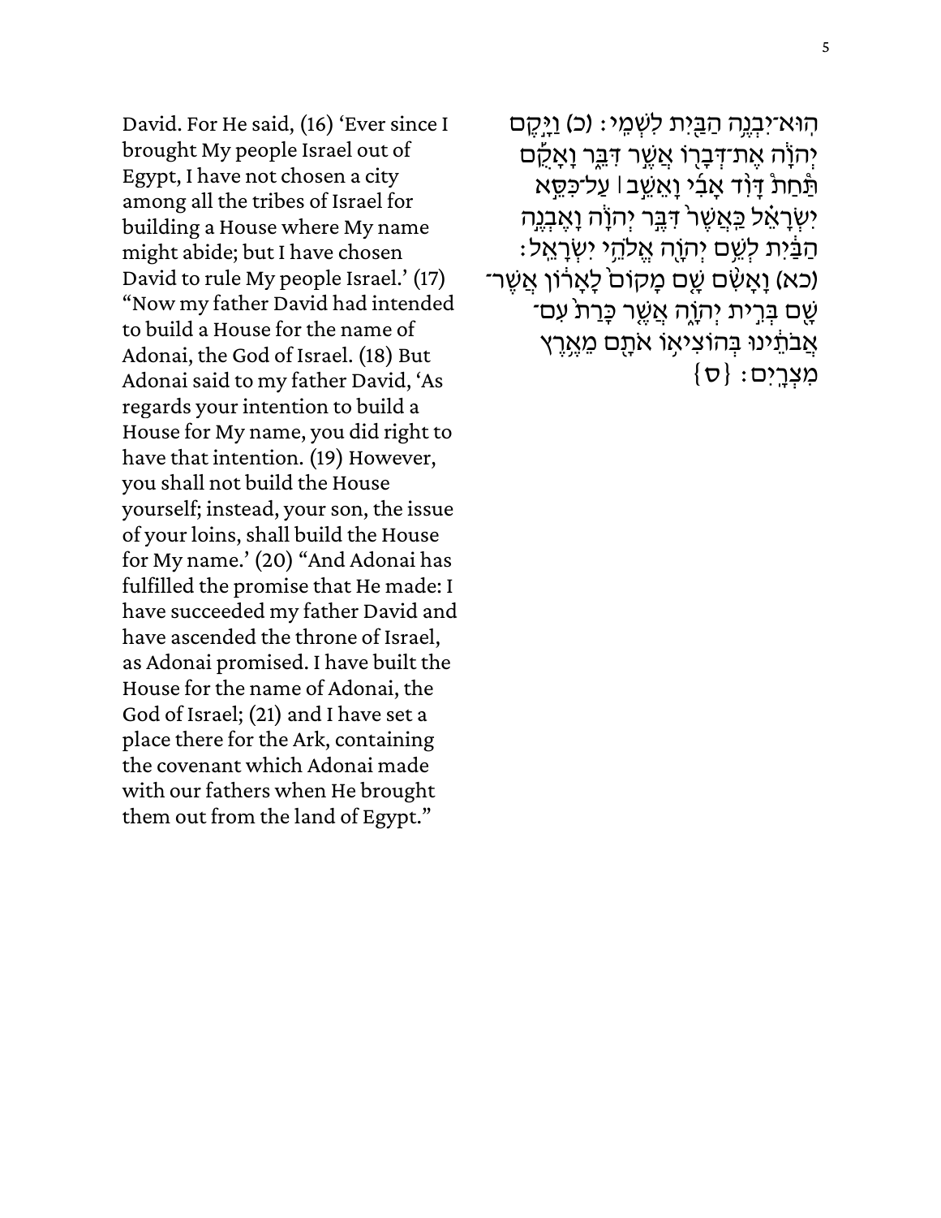David. For He said, (16) 'Ever since I brought My people Israel out of Egypt, I have not chosen a city among all the tribes of Israel for building a House where My name might abide; but I have chosen David to rule My people Israel.' (17) "Now my father David had intended to build a House for the name of Adonai, the God of Israel. (18) But Adonai said to my father David, 'As regards your intention to build a House for My name, you did right to have that intention. (19) However, you shall not build the House yourself; instead, your son, the issue of your loins, shall build the House for My name.' (20) "And Adonai has fulfilled the promise that He made: I have succeeded my father David and have ascended the throne of Israel, as Adonai promised. I have built the House for the name of Adonai, the God of Israel; (21) and I have set a place there for the Ark, containing the covenant which Adonai made with our fathers when He brought them out from the land of Egypt."

הֽוּא־יִבְנֶ֥ה הַבַּ֖יִת לִשְׁמִֽי׃ (כ) וַיָּ֣קֶם יְהֹוָ֔ה אֶת־דְּבָר֖וֹ אֲשֶׁ֣ר דִּבֵּ֑ר וָאָקֻ֡ם תַּ֩חַת֩ דָּוִ֨ד אָבִ֜י וָאֵשֵׁ֣ב ׀ עַל־כִּסֵּ֣א יִשְׂרָאֵ֗ל כַּאֲשֶׁר֙ דִּבֶּ֣ר יְהֹוָ֔ה וָאֶבְנֶ֣ה הַבַּ֔יִת לְשֵׁ֥ם יְהֹוָ֖ה אֱלֹהֵ֥י יִשְׂרָאֵֽל׃ (כא) וָאָשִׂ֨ם שָׁ֤ם מָקוֹם֙ לָֽאָר֔וֹן אֲשֶׁר־שָׁ֖ם בְּרִ֣ית יְהֹוָ֑ה אֲשֶׁ֤ר כָּרַת֙ עִם־אֲבֹתֵ֔ינוּ בְּהוֹצִיא֥וֹ אֹתָ֖ם מֵאֶ֥רֶץ מִצְרָֽיִם׃ {ס}